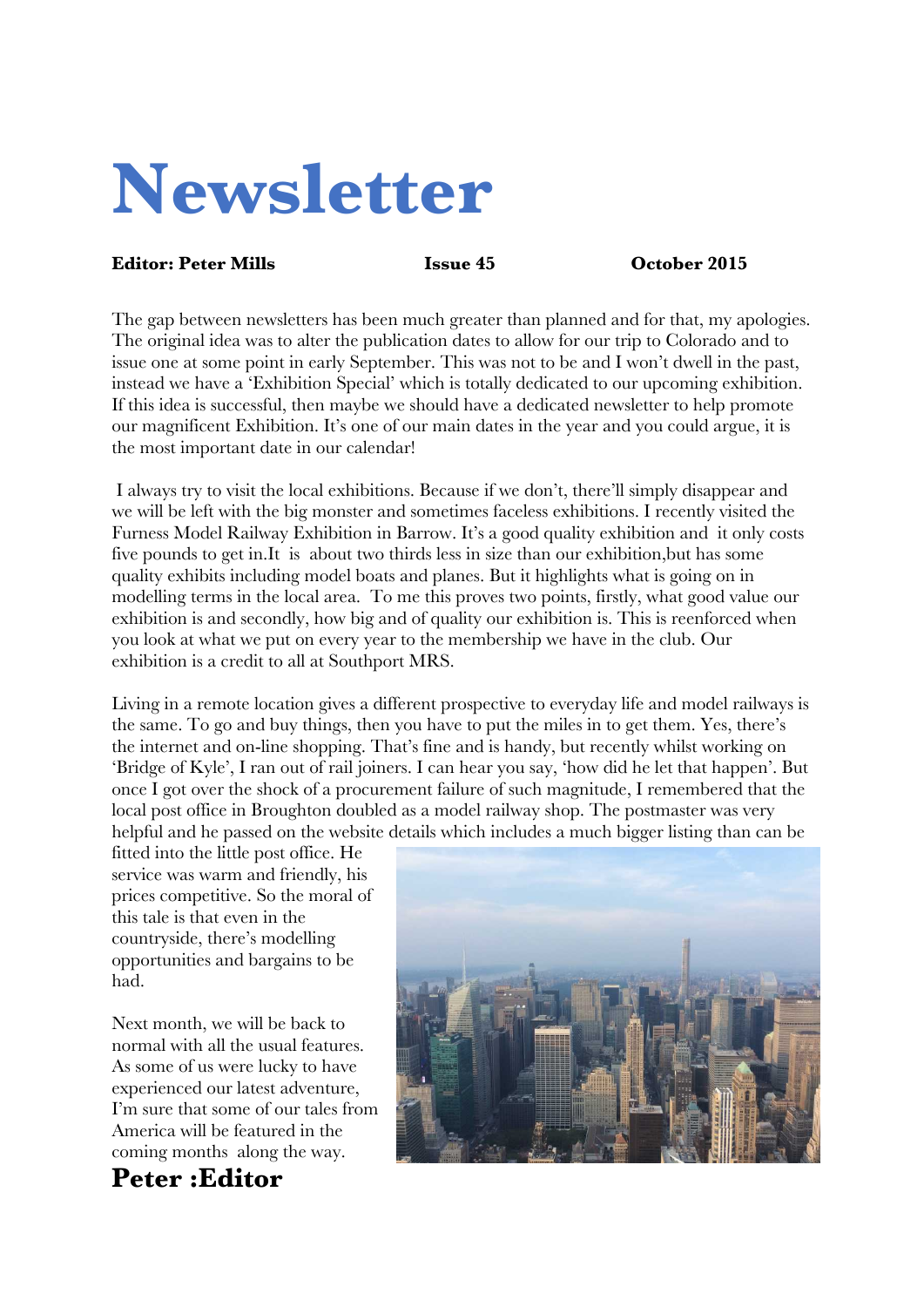# Newsletter

**Editor: Peter Mills** **Issue 45** **October 2015**

The gap between newsletters has been much greater than planned and for that, my apologies. The original idea was to alter the publication dates to allow for our trip to Colorado and to issue one at some point in early September. This was not to be and I won't dwell in the past, instead we have a 'Exhibition Special' which is totally dedicated to our upcoming exhibition. If this idea is successful, then maybe we should have a dedicated newsletter to help promote our magnificent Exhibition. It's one of our main dates in the year and you could argue, it is the most important date in our calendar!

I always try to visit the local exhibitions. Because if we don't, there'll simply disappear and we will be left with the big monster and sometimes faceless exhibitions. I recently visited the Furness Model Railway Exhibition in Barrow. It's a good quality exhibition and it only costs five pounds to get in.It is about two thirds less in size than our exhibition,but has some quality exhibits including model boats and planes. But it highlights what is going on in modelling terms in the local area. To me this proves two points, firstly, what good value our exhibition is and secondly, how big and of quality our exhibition is. This is reenforced when you look at what we put on every year to the membership we have in the club. Our exhibition is a credit to all at Southport MRS.

Living in a remote location gives a different prospective to everyday life and model railways is the same. To go and buy things, then you have to put the miles in to get them. Yes, there's the internet and on-line shopping. That's fine and is handy, but recently whilst working on 'Bridge of Kyle', I ran out of rail joiners. I can hear you say, 'how did he let that happen'. But once I got over the shock of a procurement failure of such magnitude, I remembered that the local post office in Broughton doubled as a model railway shop. The postmaster was very helpful and he passed on the website details which includes a much bigger listing than can be fitted into the little post office. He service was warm and friendly, his prices competitive. So the moral of this tale is that even in the countryside, there's modelling opportunities and bargains to be had.

Next month, we will be back to normal with all the usual features. As some of us were lucky to have experienced our latest adventure, I'm sure that some of our tales from America will be featured in the coming months along the way.

**Peter :Editor**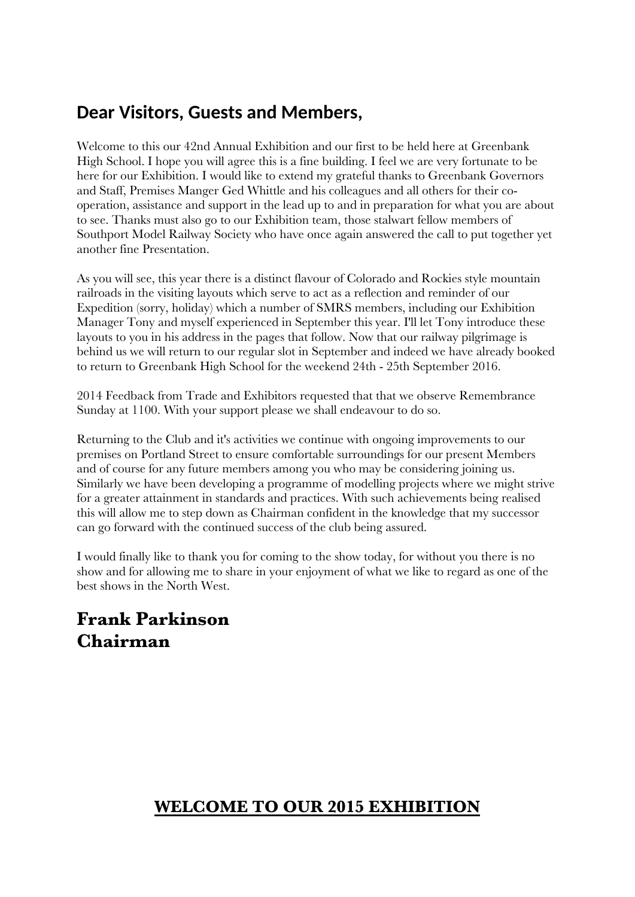## Dear Visitors, Guests and Members,

Welcome to this our 42nd Annual Exhibition and our first to be held here at Greenbank High School. I hope you will agree this is a fine building. I feel we are very fortunate to be here for our Exhibition. I would like to extend my grateful thanks to Greenbank Governors and Staff, Premises Manger Ged Whittle and his colleagues and all others for their co-operation, assistance and support in the lead up to and in preparation for what you are about to see. Thanks must also go to our Exhibition team, those stalwart fellow members of Southport Model Railway Society who have once again answered the call to put together yet another fine Presentation.

As you will see, this year there is a distinct flavour of Colorado and Rockies style mountain railroads in the visiting layouts which serve to act as a reflection and reminder of our Expedition (sorry, holiday) which a number of SMRS members, including our Exhibition Manager Tony and myself experienced in September this year. I'll let Tony introduce these layouts to you in his address in the pages that follow. Now that our railway pilgrimage is behind us we will return to our regular slot in September and indeed we have already booked to return to Greenbank High School for the weekend 24th - 25th September 2016.

2014 Feedback from Trade and Exhibitors requested that that we observe Remembrance Sunday at 1100. With your support please we shall endeavour to do so.

Returning to the Club and it's activities we continue with ongoing improvements to our premises on Portland Street to ensure comfortable surroundings for our present Members and of course for any future members among you who may be considering joining us. Similarly we have been developing a programme of modelling projects where we might strive for a greater attainment in standards and practices. With such achievements being realised this will allow me to step down as Chairman confident in the knowledge that my successor can go forward with the continued success of the club being assured.

I would finally like to thank you for coming to the show today, for without you there is no show and for allowing me to share in your enjoyment of what we like to regard as one of the best shows in the North West.

**Frank Parkinson**
**Chairman**

**<u>WELCOME TO OUR 2015 EXHIBITION</u>**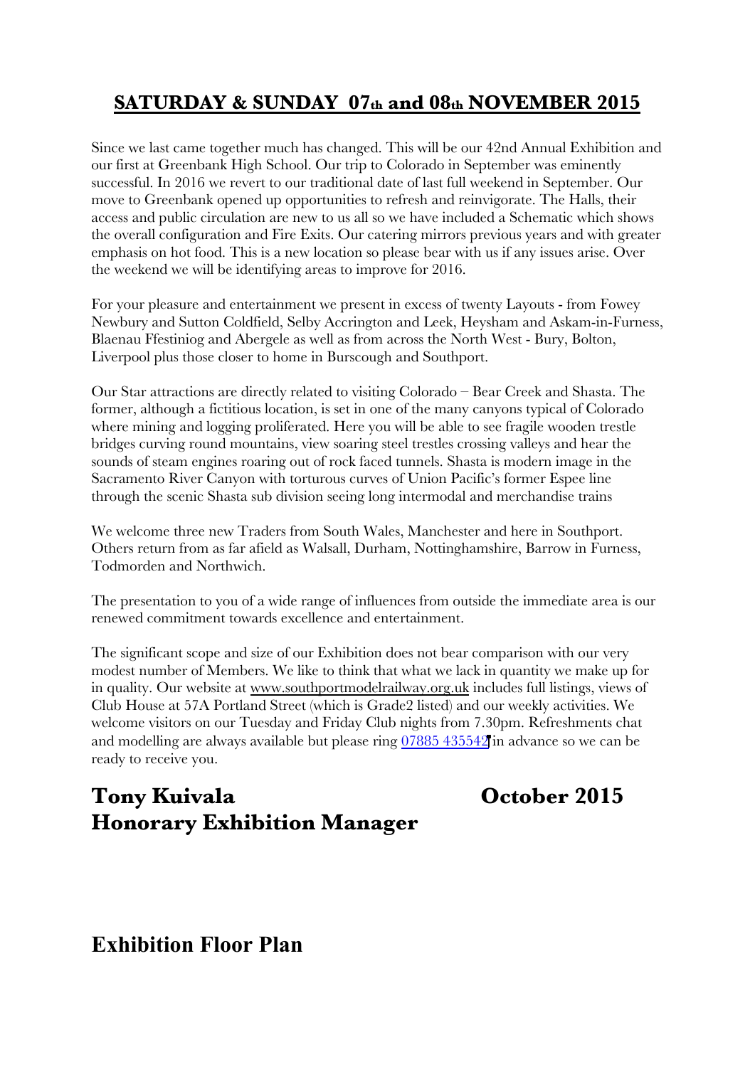## SATURDAY & SUNDAY 07th and 08th NOVEMBER 2015

Since we last came together much has changed. This will be our 42nd Annual Exhibition and our first at Greenbank High School. Our trip to Colorado in September was eminently successful. In 2016 we revert to our traditional date of last full weekend in September. Our move to Greenbank opened up opportunities to refresh and reinvigorate. The Halls, their access and public circulation are new to us all so we have included a Schematic which shows the overall configuration and Fire Exits. Our catering mirrors previous years and with greater emphasis on hot food. This is a new location so please bear with us if any issues arise. Over the weekend we will be identifying areas to improve for 2016.

For your pleasure and entertainment we present in excess of twenty Layouts - from Fowey Newbury and Sutton Coldfield, Selby Accrington and Leek, Heysham and Askam-in-Furness, Blaenau Ffestiniog and Abergele as well as from across the North West - Bury, Bolton, Liverpool plus those closer to home in Burscough and Southport.

Our Star attractions are directly related to visiting Colorado – Bear Creek and Shasta. The former, although a fictitious location, is set in one of the many canyons typical of Colorado where mining and logging proliferated. Here you will be able to see fragile wooden trestle bridges curving round mountains, view soaring steel trestles crossing valleys and hear the sounds of steam engines roaring out of rock faced tunnels. Shasta is modern image in the Sacramento River Canyon with torturous curves of Union Pacific's former Espee line through the scenic Shasta sub division seeing long intermodal and merchandise trains

We welcome three new Traders from South Wales, Manchester and here in Southport. Others return from as far afield as Walsall, Durham, Nottinghamshire, Barrow in Furness, Todmorden and Northwich.

The presentation to you of a wide range of influences from outside the immediate area is our renewed commitment towards excellence and entertainment.

The significant scope and size of our Exhibition does not bear comparison with our very modest number of Members. We like to think that what we lack in quantity we make up for in quality. Our website at www.southportmodelrailway.org.uk includes full listings, views of Club House at 57A Portland Street (which is Grade2 listed) and our weekly activities. We welcome visitors on our Tuesday and Friday Club nights from 7.30pm. Refreshments chat and modelling are always available but please ring 07885 435542 in advance so we can be ready to receive you.

**Tony Kuivala** **October 2015**
**Honorary Exhibition Manager**

## Exhibition Floor Plan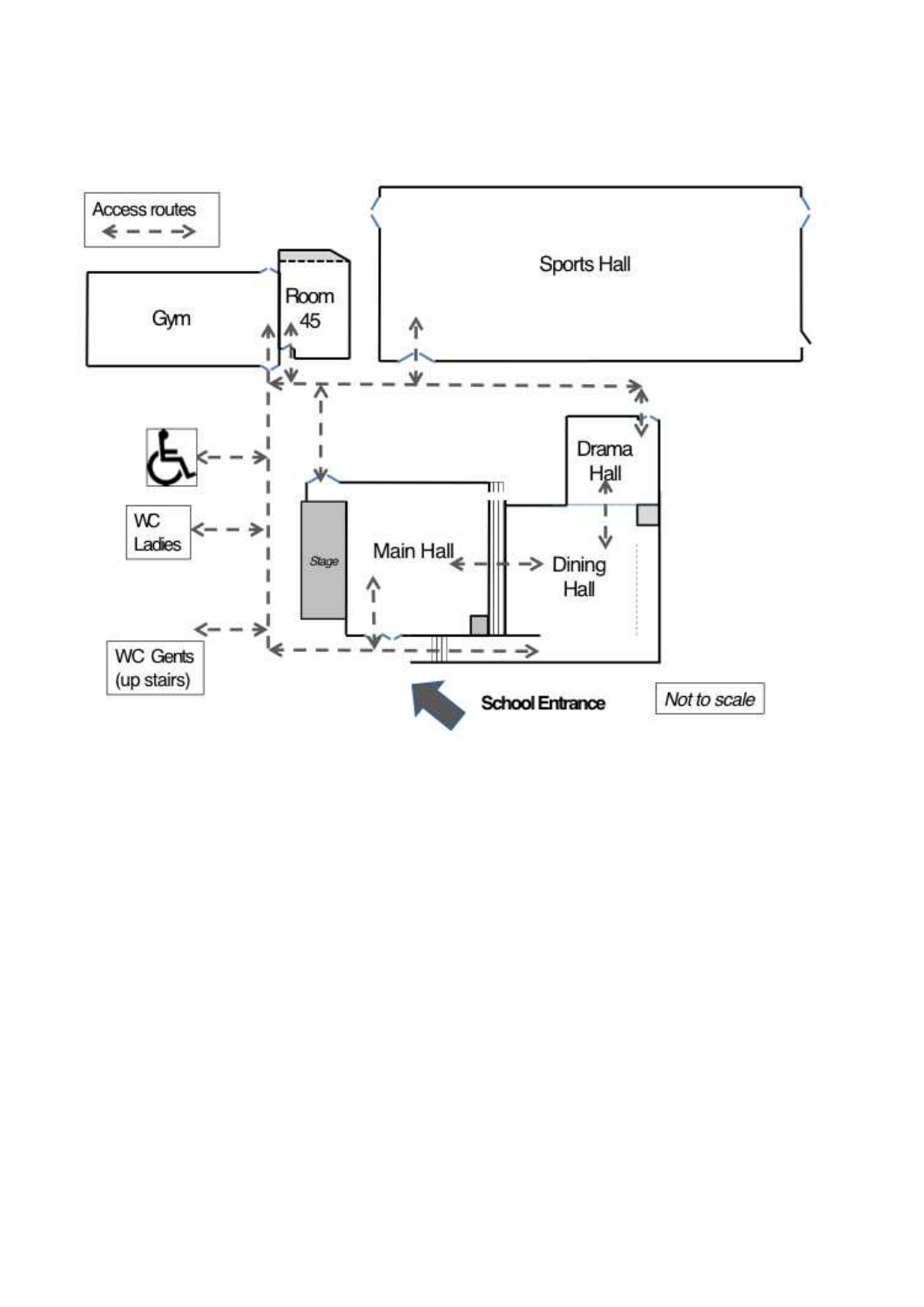Access routes

Sports Hall

Gym

Room 45

Drama Hall

WC Ladies

Stage

Main Hall

Dining Hall

WC Gents (up stairs)

School Entrance

*Not to scale*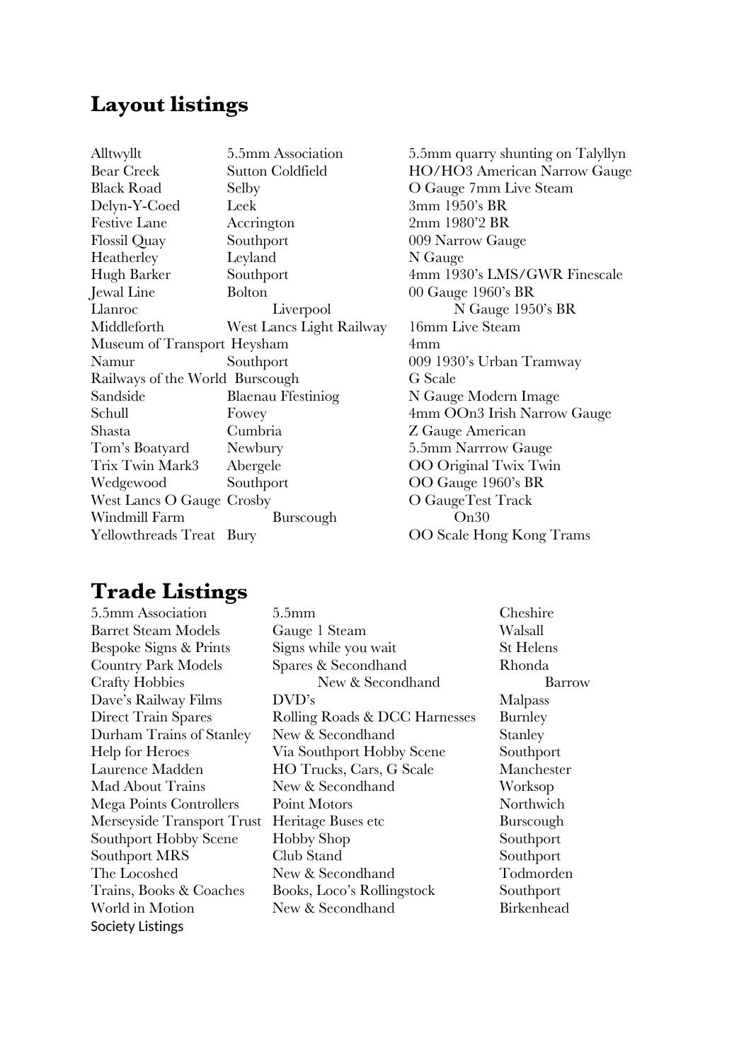## Layout listings

| | | |
|---|---|---|
| Alltwyllt | 5.5mm Association | 5.5mm quarry shunting on Talyllyn |
| Bear Creek | Sutton Coldfield | HO/HO3 American Narrow Gauge |
| Black Road | Selby | O Gauge 7mm Live Steam |
| Delyn-Y-Coed | Leek | 3mm 1950's BR |
| Festive Lane | Accrington | 2mm 1980'2 BR |
| Flossil Quay | Southport | 009 Narrow Gauge |
| Heatherley | Leyland | N Gauge |
| Hugh Barker | Southport | 4mm 1930's LMS/GWR Finescale |
| Jewal Line | Bolton | 00 Gauge 1960's BR |
| Llanroc | Liverpool | N Gauge 1950's BR |
| Middleforth | West Lancs Light Railway | 16mm Live Steam |
| Museum of Transport | Heysham | 4mm |
| Namur | Southport | 009 1930's Urban Tramway |
| Railways of the World | Burscough | G Scale |
| Sandside | Blaenau Ffestiniog | N Gauge Modern Image |
| Schull | Fowey | 4mm OOn3 Irish Narrow Gauge |
| Shasta | Cumbria | Z Gauge American |
| Tom's Boatyard | Newbury | 5.5mm Narrrow Gauge |
| Trix Twin Mark3 | Abergele | OO Original Twix Twin |
| Wedgewood | Southport | OO Gauge 1960's BR |
| West Lancs O Gauge | Crosby | O GaugeTest Track |
| Windmill Farm | Burscough | On30 |
| Yellowthreads Treat | Bury | OO Scale Hong Kong Trams |

## Trade Listings

| | | |
|---|---|---|
| 5.5mm Association | 5.5mm | Cheshire |
| Barret Steam Models | Gauge 1 Steam | Walsall |
| Bespoke Signs & Prints | Signs while you wait | St Helens |
| Country Park Models | Spares & Secondhand | Rhonda |
| Crafty Hobbies | New & Secondhand | Barrow |
| Dave's Railway Films | DVD's | Malpass |
| Direct Train Spares | Rolling Roads & DCC Harnesses | Burnley |
| Durham Trains of Stanley | New & Secondhand | Stanley |
| Help for Heroes | Via Southport Hobby Scene | Southport |
| Laurence Madden | HO Trucks, Cars, G Scale | Manchester |
| Mad About Trains | New & Secondhand | Worksop |
| Mega Points Controllers | Point Motors | Northwich |
| Merseyside Transport Trust | Heritage Buses etc | Burscough |
| Southport Hobby Scene | Hobby Shop | Southport |
| Southport MRS | Club Stand | Southport |
| The Locoshed | New & Secondhand | Todmorden |
| Trains, Books & Coaches | Books, Loco's Rollingstock | Southport |
| World in Motion | New & Secondhand | Birkenhead |

Society Listings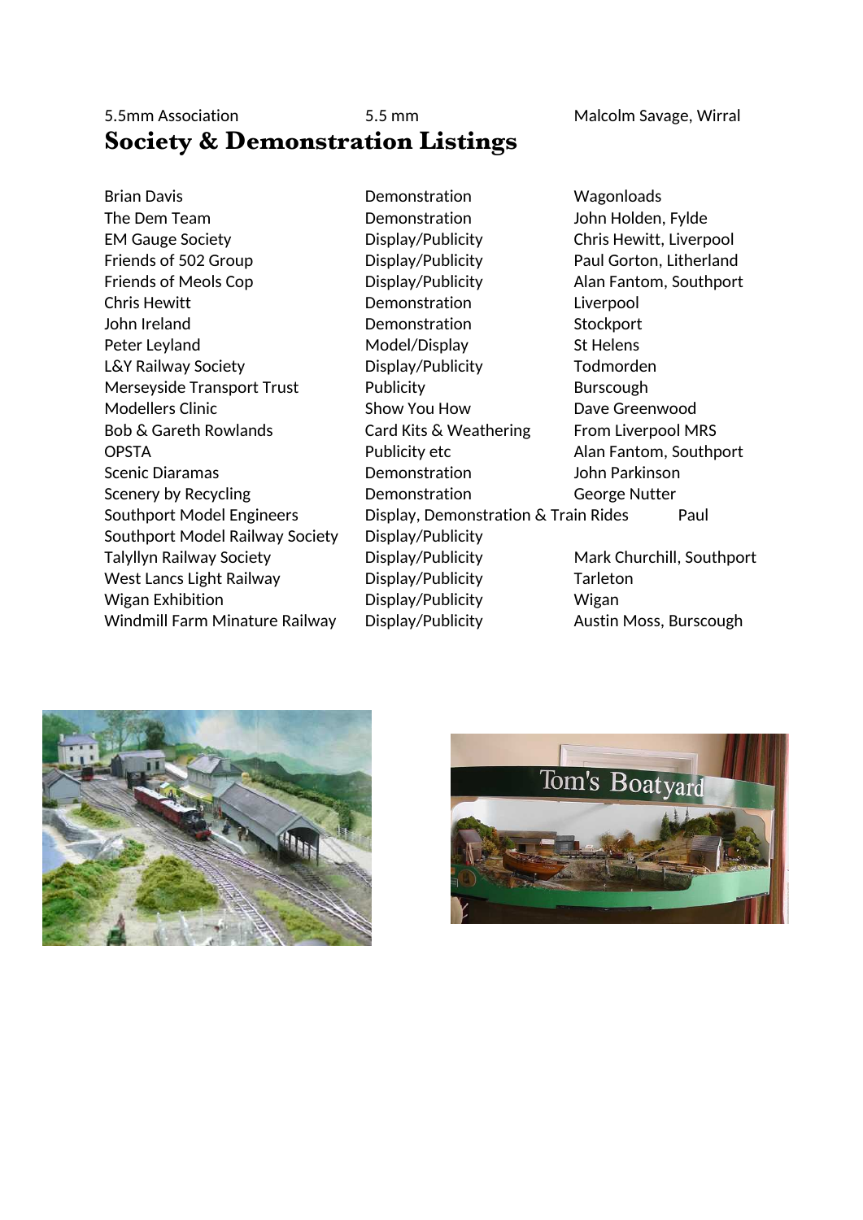| | | |
|---|---|---|
| 5.5mm Association | 5.5 mm | Malcolm Savage, Wirral |

# Society & Demonstration Listings

| | | |
|---|---|---|
| Brian Davis | Demonstration | Wagonloads |
| The Dem Team | Demonstration | John Holden, Fylde |
| EM Gauge Society | Display/Publicity | Chris Hewitt, Liverpool |
| Friends of 502 Group | Display/Publicity | Paul Gorton, Litherland |
| Friends of Meols Cop | Display/Publicity | Alan Fantom, Southport |
| Chris Hewitt | Demonstration | Liverpool |
| John Ireland | Demonstration | Stockport |
| Peter Leyland | Model/Display | St Helens |
| L&Y Railway Society | Display/Publicity | Todmorden |
| Merseyside Transport Trust | Publicity | Burscough |
| Modellers Clinic | Show You How | Dave Greenwood |
| Bob & Gareth Rowlands | Card Kits & Weathering | From Liverpool MRS |
| OPSTA | Publicity etc | Alan Fantom, Southport |
| Scenic Diaramas | Demonstration | John Parkinson |
| Scenery by Recycling | Demonstration | George Nutter |
| Southport Model Engineers | Display, Demonstration & Train Rides | Paul |
| Southport Model Railway Society | Display/Publicity | |
| Talyllyn Railway Society | Display/Publicity | Mark Churchill, Southport |
| West Lancs Light Railway | Display/Publicity | Tarleton |
| Wigan Exhibition | Display/Publicity | Wigan |
| Windmill Farm Minature Railway | Display/Publicity | Austin Moss, Burscough |